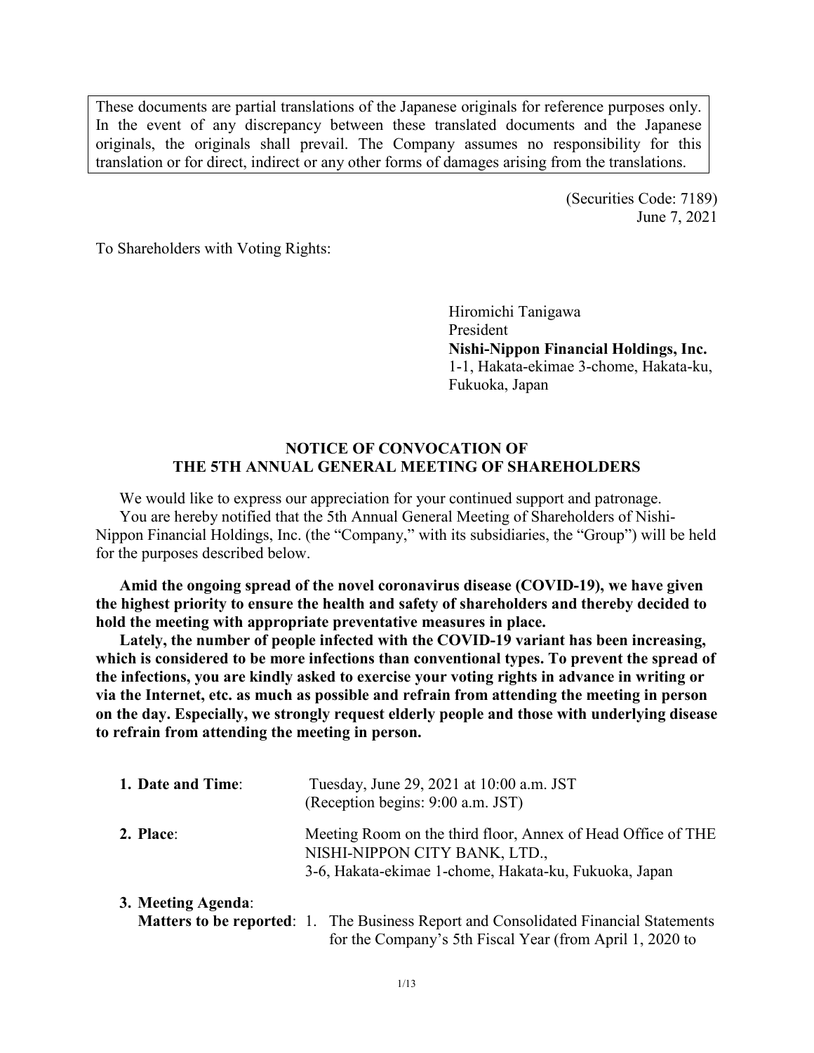These documents are partial translations of the Japanese originals for reference purposes only. In the event of any discrepancy between these translated documents and the Japanese originals, the originals shall prevail. The Company assumes no responsibility for this translation or for direct, indirect or any other forms of damages arising from the translations.

(Securities Code: 7189)
June 7, 2021

To Shareholders with Voting Rights:

Hiromichi Tanigawa
President
**Nishi-Nippon Financial Holdings, Inc.**
1-1, Hakata-ekimae 3-chome, Hakata-ku, Fukuoka, Japan

## NOTICE OF CONVOCATION OF THE 5TH ANNUAL GENERAL MEETING OF SHAREHOLDERS

We would like to express our appreciation for your continued support and patronage.

You are hereby notified that the 5th Annual General Meeting of Shareholders of Nishi-Nippon Financial Holdings, Inc. (the "Company," with its subsidiaries, the "Group") will be held for the purposes described below.

**Amid the ongoing spread of the novel coronavirus disease (COVID-19), we have given the highest priority to ensure the health and safety of shareholders and thereby decided to hold the meeting with appropriate preventative measures in place.**

**Lately, the number of people infected with the COVID-19 variant has been increasing, which is considered to be more infections than conventional types. To prevent the spread of the infections, you are kindly asked to exercise your voting rights in advance in writing or via the Internet, etc. as much as possible and refrain from attending the meeting in person on the day. Especially, we strongly request elderly people and those with underlying disease to refrain from attending the meeting in person.**

**1. Date and Time**: Tuesday, June 29, 2021 at 10:00 a.m. JST (Reception begins: 9:00 a.m. JST)

**2. Place**: Meeting Room on the third floor, Annex of Head Office of THE NISHI-NIPPON CITY BANK, LTD., 3-6, Hakata-ekimae 1-chome, Hakata-ku, Fukuoka, Japan

**3. Meeting Agenda**:

**Matters to be reported**: 1. The Business Report and Consolidated Financial Statements for the Company's 5th Fiscal Year (from April 1, 2020 to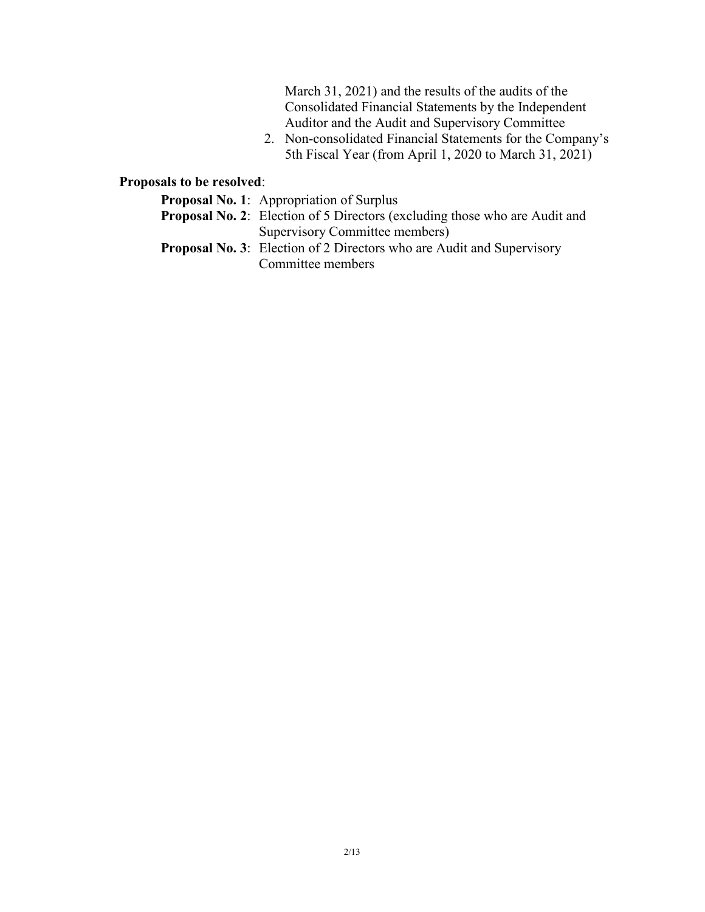March 31, 2021) and the results of the audits of the Consolidated Financial Statements by the Independent Auditor and the Audit and Supervisory Committee

2. Non-consolidated Financial Statements for the Company's 5th Fiscal Year (from April 1, 2020 to March 31, 2021)

**Proposals to be resolved**:

**Proposal No. 1**: Appropriation of Surplus

**Proposal No. 2**: Election of 5 Directors (excluding those who are Audit and Supervisory Committee members)

**Proposal No. 3**: Election of 2 Directors who are Audit and Supervisory Committee members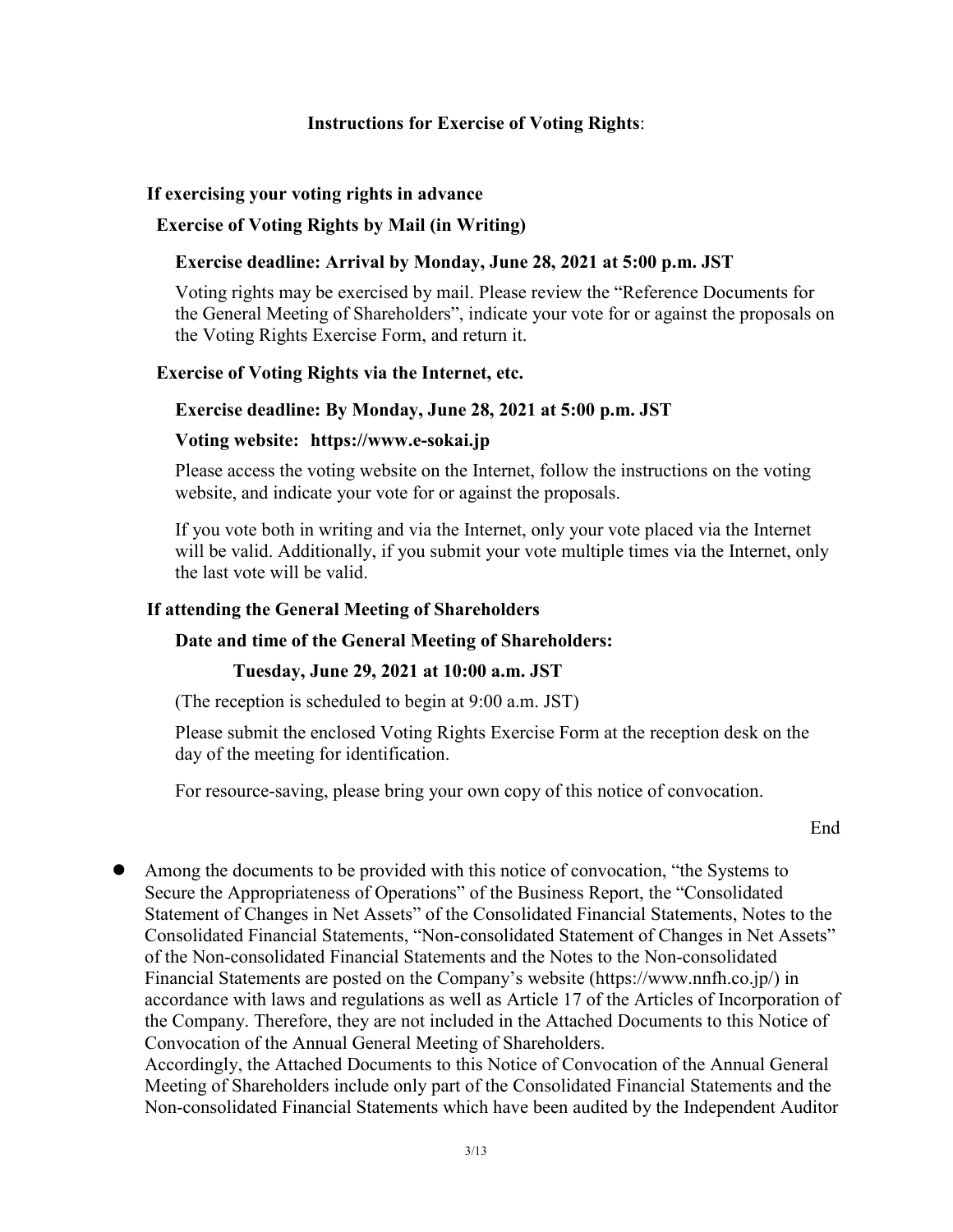## Instructions for Exercise of Voting Rights:

### If exercising your voting rights in advance

#### Exercise of Voting Rights by Mail (in Writing)

**Exercise deadline: Arrival by Monday, June 28, 2021 at 5:00 p.m. JST**

Voting rights may be exercised by mail. Please review the "Reference Documents for the General Meeting of Shareholders", indicate your vote for or against the proposals on the Voting Rights Exercise Form, and return it.

#### Exercise of Voting Rights via the Internet, etc.

**Exercise deadline: By Monday, June 28, 2021 at 5:00 p.m. JST**

**Voting website: https://www.e-sokai.jp**

Please access the voting website on the Internet, follow the instructions on the voting website, and indicate your vote for or against the proposals.

If you vote both in writing and via the Internet, only your vote placed via the Internet will be valid. Additionally, if you submit your vote multiple times via the Internet, only the last vote will be valid.

### If attending the General Meeting of Shareholders

**Date and time of the General Meeting of Shareholders:**

**Tuesday, June 29, 2021 at 10:00 a.m. JST**

(The reception is scheduled to begin at 9:00 a.m. JST)

Please submit the enclosed Voting Rights Exercise Form at the reception desk on the day of the meeting for identification.

For resource-saving, please bring your own copy of this notice of convocation.

End

- Among the documents to be provided with this notice of convocation, "the Systems to Secure the Appropriateness of Operations" of the Business Report, the "Consolidated Statement of Changes in Net Assets" of the Consolidated Financial Statements, Notes to the Consolidated Financial Statements, "Non-consolidated Statement of Changes in Net Assets" of the Non-consolidated Financial Statements and the Notes to the Non-consolidated Financial Statements are posted on the Company's website (https://www.nnfh.co.jp/) in accordance with laws and regulations as well as Article 17 of the Articles of Incorporation of the Company. Therefore, they are not included in the Attached Documents to this Notice of Convocation of the Annual General Meeting of Shareholders.
  Accordingly, the Attached Documents to this Notice of Convocation of the Annual General Meeting of Shareholders include only part of the Consolidated Financial Statements and the Non-consolidated Financial Statements which have been audited by the Independent Auditor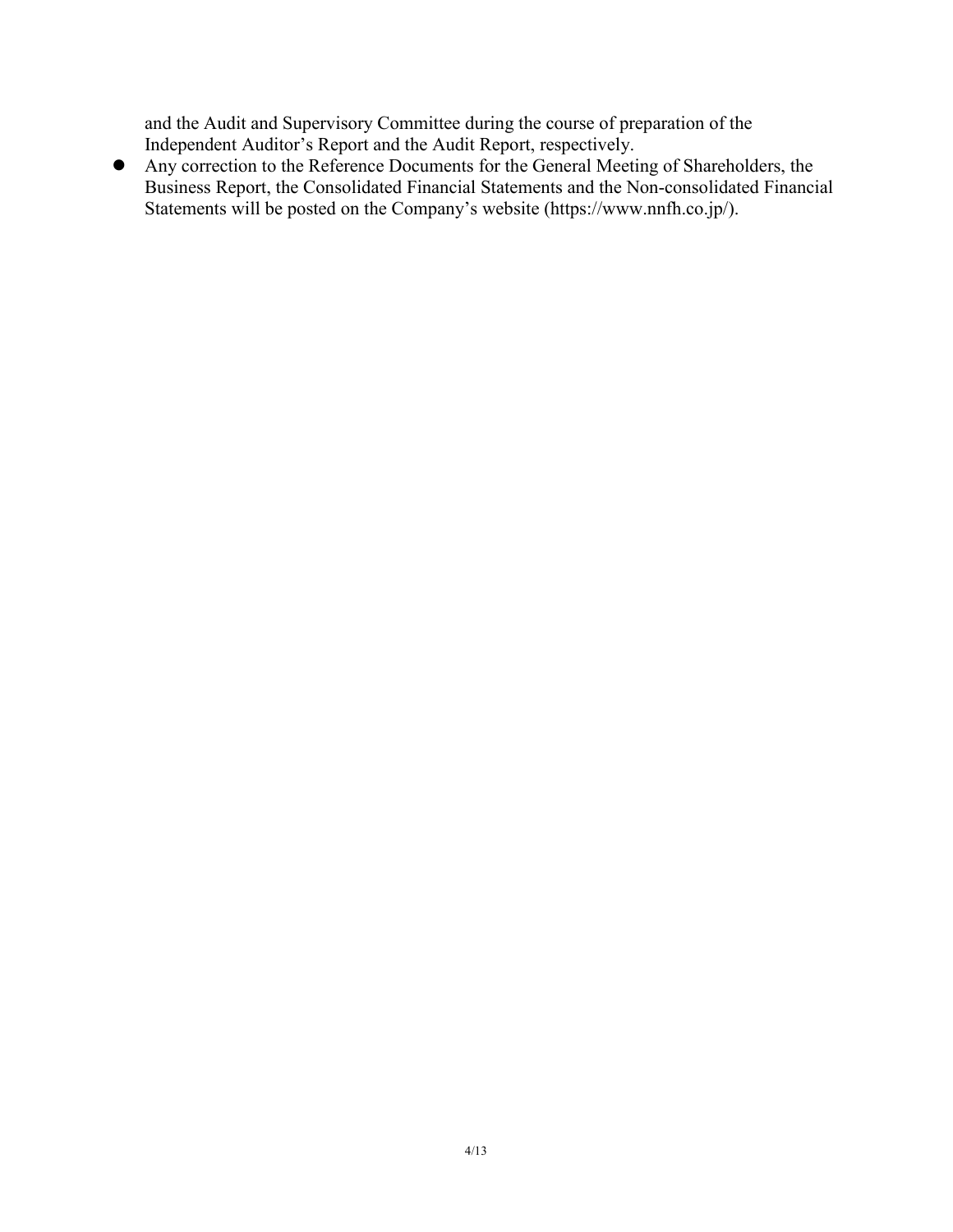and the Audit and Supervisory Committee during the course of preparation of the Independent Auditor's Report and the Audit Report, respectively.

- Any correction to the Reference Documents for the General Meeting of Shareholders, the Business Report, the Consolidated Financial Statements and the Non-consolidated Financial Statements will be posted on the Company's website (https://www.nnfh.co.jp/).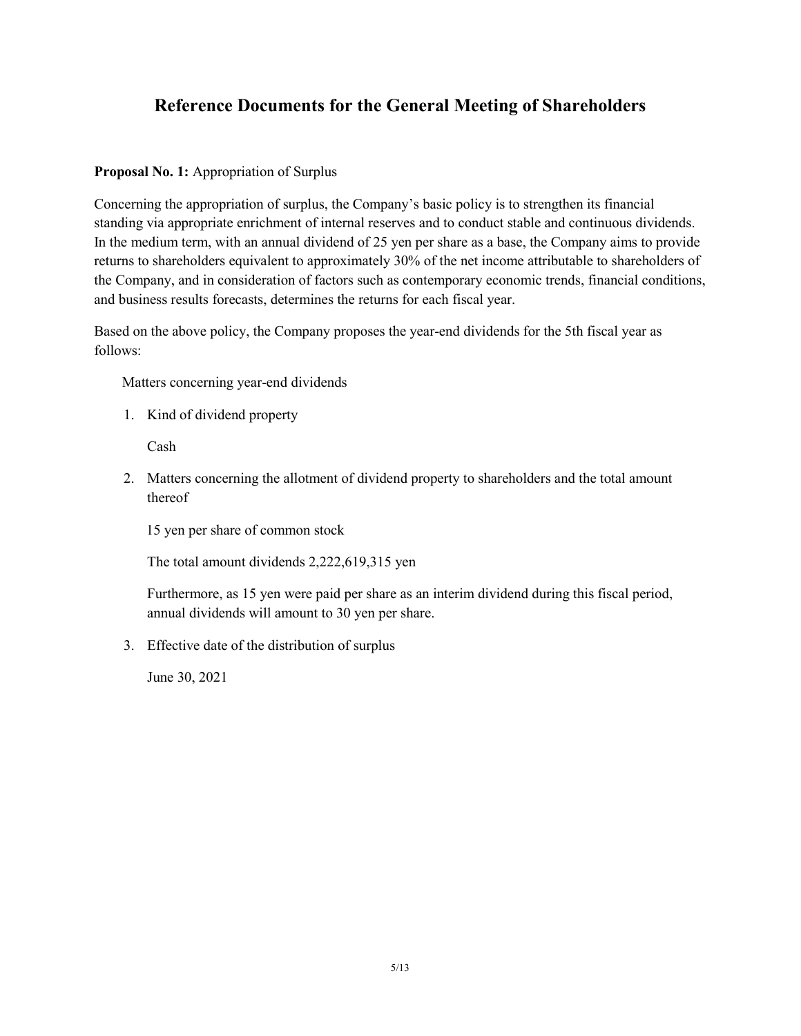# Reference Documents for the General Meeting of Shareholders

**Proposal No. 1:** Appropriation of Surplus

Concerning the appropriation of surplus, the Company's basic policy is to strengthen its financial standing via appropriate enrichment of internal reserves and to conduct stable and continuous dividends. In the medium term, with an annual dividend of 25 yen per share as a base, the Company aims to provide returns to shareholders equivalent to approximately 30% of the net income attributable to shareholders of the Company, and in consideration of factors such as contemporary economic trends, financial conditions, and business results forecasts, determines the returns for each fiscal year.

Based on the above policy, the Company proposes the year-end dividends for the 5th fiscal year as follows:

Matters concerning year-end dividends

1. Kind of dividend property

   Cash

2. Matters concerning the allotment of dividend property to shareholders and the total amount thereof

   15 yen per share of common stock

   The total amount dividends 2,222,619,315 yen

   Furthermore, as 15 yen were paid per share as an interim dividend during this fiscal period, annual dividends will amount to 30 yen per share.

3. Effective date of the distribution of surplus

   June 30, 2021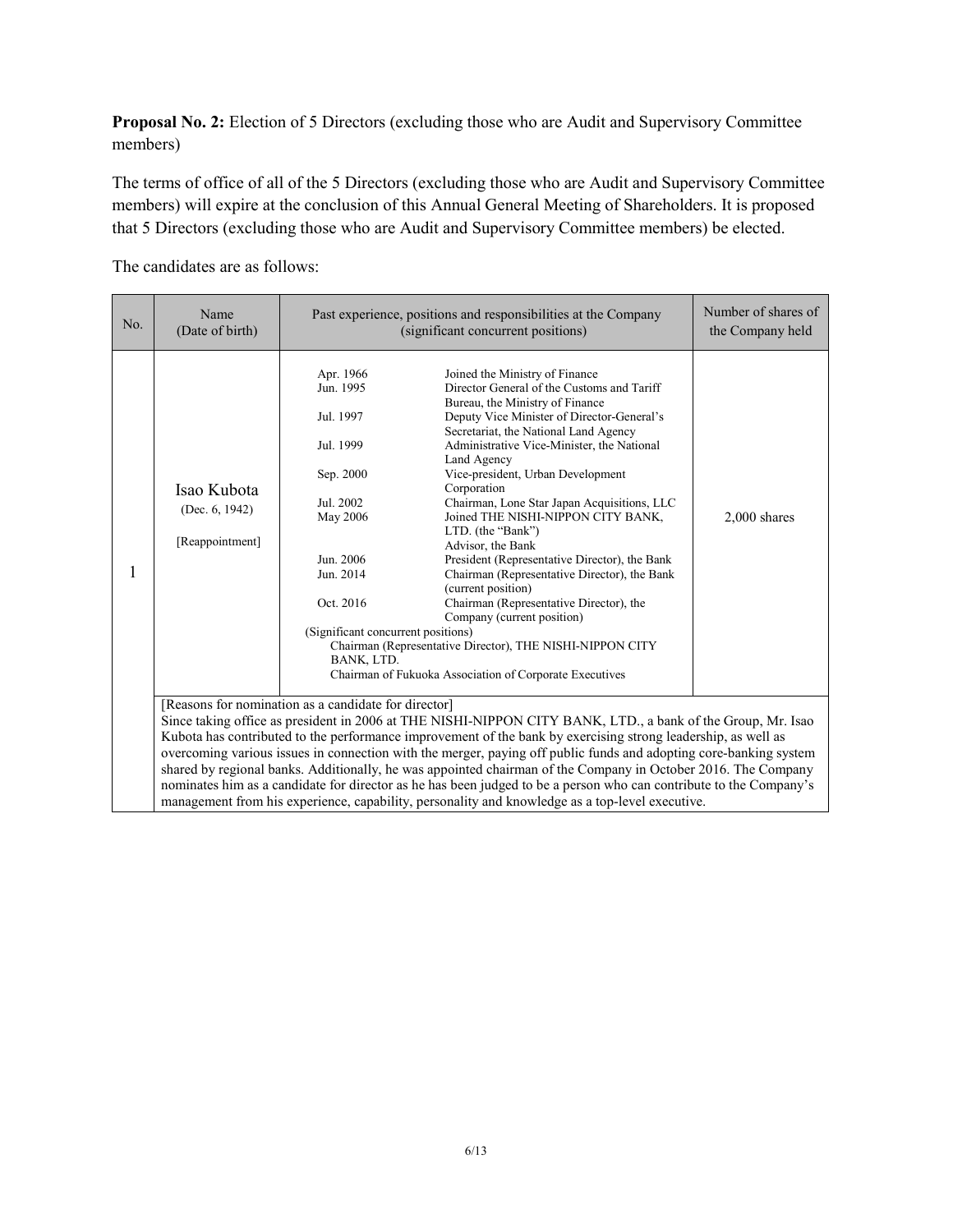**Proposal No. 2:** Election of 5 Directors (excluding those who are Audit and Supervisory Committee members)

The terms of office of all of the 5 Directors (excluding those who are Audit and Supervisory Committee members) will expire at the conclusion of this Annual General Meeting of Shareholders. It is proposed that 5 Directors (excluding those who are Audit and Supervisory Committee members) be elected.

The candidates are as follows:

| No. | Name (Date of birth) | Past experience, positions and responsibilities at the Company (significant concurrent positions) | Number of shares of the Company held |
|---|---|---|---|
| 1 | Isao Kubota (Dec. 6, 1942) [Reappointment] | Apr. 1966 Joined the Ministry of Finance<br>Jun. 1995 Director General of the Customs and Tariff Bureau, the Ministry of Finance<br>Jul. 1997 Deputy Vice Minister of Director-General's Secretariat, the National Land Agency<br>Jul. 1999 Administrative Vice-Minister, the National Land Agency<br>Sep. 2000 Vice-president, Urban Development Corporation<br>Jul. 2002 Chairman, Lone Star Japan Acquisitions, LLC<br>May 2006 Joined THE NISHI-NIPPON CITY BANK, LTD. (the "Bank") Advisor, the Bank<br>Jun. 2006 President (Representative Director), the Bank<br>Jun. 2014 Chairman (Representative Director), the Bank (current position)<br>Oct. 2016 Chairman (Representative Director), the Company (current position)<br>(Significant concurrent positions)<br>Chairman (Representative Director), THE NISHI-NIPPON CITY BANK, LTD.<br>Chairman of Fukuoka Association of Corporate Executives | 2,000 shares |
| | [Reasons for nomination as a candidate for director]<br>Since taking office as president in 2006 at THE NISHI-NIPPON CITY BANK, LTD., a bank of the Group, Mr. Isao Kubota has contributed to the performance improvement of the bank by exercising strong leadership, as well as overcoming various issues in connection with the merger, paying off public funds and adopting core-banking system shared by regional banks. Additionally, he was appointed chairman of the Company in October 2016. The Company nominates him as a candidate for director as he has been judged to be a person who can contribute to the Company's management from his experience, capability, personality and knowledge as a top-level executive. | | |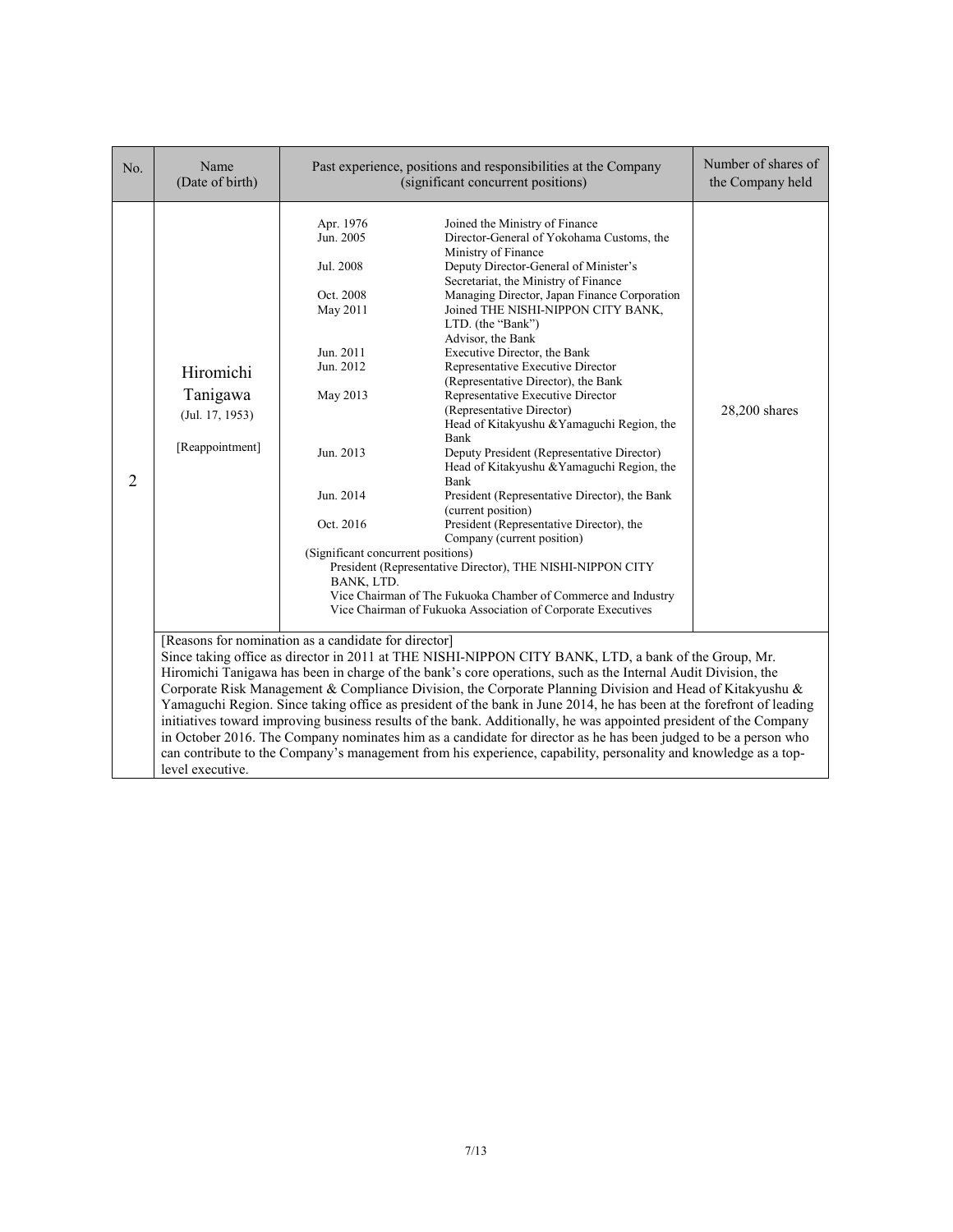| No. | Name (Date of birth) | Past experience, positions and responsibilities at the Company (significant concurrent positions) | Number of shares of the Company held |
|---|---|---|---|
| 2 | Hiromichi Tanigawa (Jul. 17, 1953) [Reappointment] | Apr. 1976 Joined the Ministry of Finance<br>Jun. 2005 Director-General of Yokohama Customs, the Ministry of Finance<br>Jul. 2008 Deputy Director-General of Minister's Secretariat, the Ministry of Finance<br>Oct. 2008 Managing Director, Japan Finance Corporation<br>May 2011 Joined THE NISHI-NIPPON CITY BANK, LTD. (the "Bank") Advisor, the Bank<br>Jun. 2011 Executive Director, the Bank<br>Jun. 2012 Representative Executive Director (Representative Director), the Bank<br>May 2013 Representative Executive Director (Representative Director) Head of Kitakyushu &Yamaguchi Region, the Bank<br>Jun. 2013 Deputy President (Representative Director) Head of Kitakyushu &Yamaguchi Region, the Bank<br>Jun. 2014 President (Representative Director), the Bank (current position)<br>Oct. 2016 President (Representative Director), the Company (current position)<br>(Significant concurrent positions)<br>President (Representative Director), THE NISHI-NIPPON CITY BANK, LTD.<br>Vice Chairman of The Fukuoka Chamber of Commerce and Industry<br>Vice Chairman of Fukuoka Association of Corporate Executives | 28,200 shares |
| | [Reasons for nomination as a candidate for director]<br>Since taking office as director in 2011 at THE NISHI-NIPPON CITY BANK, LTD, a bank of the Group, Mr. Hiromichi Tanigawa has been in charge of the bank's core operations, such as the Internal Audit Division, the Corporate Risk Management & Compliance Division, the Corporate Planning Division and Head of Kitakyushu & Yamaguchi Region. Since taking office as president of the bank in June 2014, he has been at the forefront of leading initiatives toward improving business results of the bank. Additionally, he was appointed president of the Company in October 2016. The Company nominates him as a candidate for director as he has been judged to be a person who can contribute to the Company's management from his experience, capability, personality and knowledge as a top-level executive. | | |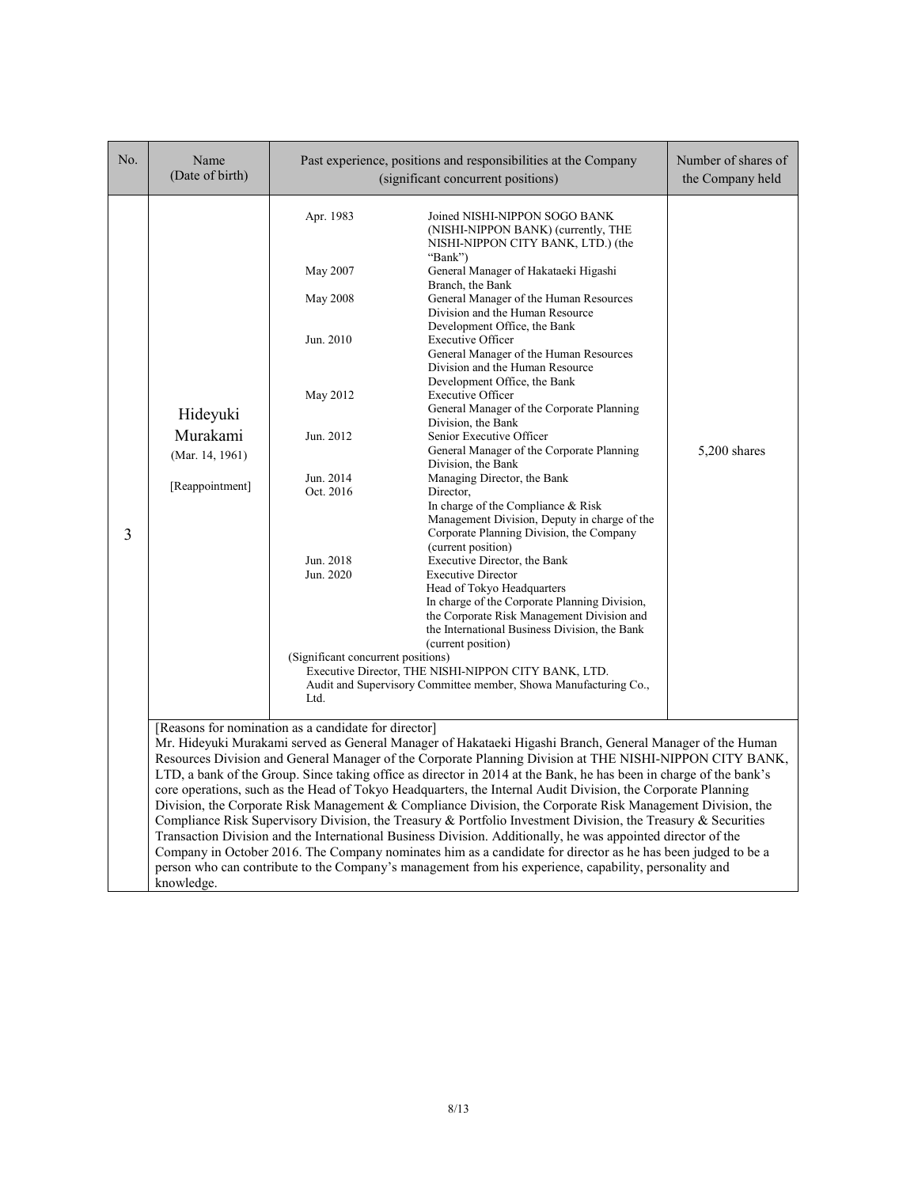| No. | Name (Date of birth) | Past experience, positions and responsibilities at the Company (significant concurrent positions) | Number of shares of the Company held |
|---|---|---|---|
| 3 | Hideyuki Murakami (Mar. 14, 1961) [Reappointment] | Apr. 1983 Joined NISHI-NIPPON SOGO BANK (NISHI-NIPPON BANK) (currently, THE NISHI-NIPPON CITY BANK, LTD.) (the "Bank")<br>May 2007 General Manager of Hakataeki Higashi Branch, the Bank<br>May 2008 General Manager of the Human Resources Division and the Human Resource Development Office, the Bank<br>Jun. 2010 Executive Officer<br>General Manager of the Human Resources Division and the Human Resource Development Office, the Bank<br>May 2012 Executive Officer<br>General Manager of the Corporate Planning Division, the Bank<br>Jun. 2012 Senior Executive Officer<br>General Manager of the Corporate Planning Division, the Bank<br>Jun. 2014 Managing Director, the Bank<br>Oct. 2016 Director,<br>In charge of the Compliance & Risk Management Division, Deputy in charge of the Corporate Planning Division, the Company (current position)<br>Jun. 2018 Executive Director, the Bank<br>Jun. 2020 Executive Director<br>Head of Tokyo Headquarters<br>In charge of the Corporate Planning Division, the Corporate Risk Management Division and the International Business Division, the Bank (current position)<br>(Significant concurrent positions)<br>Executive Director, THE NISHI-NIPPON CITY BANK, LTD.<br>Audit and Supervisory Committee member, Showa Manufacturing Co., Ltd. | 5,200 shares |
| | [Reasons for nomination as a candidate for director]<br>Mr. Hideyuki Murakami served as General Manager of Hakataeki Higashi Branch, General Manager of the Human Resources Division and General Manager of the Corporate Planning Division at THE NISHI-NIPPON CITY BANK, LTD, a bank of the Group. Since taking office as director in 2014 at the Bank, he has been in charge of the bank's core operations, such as the Head of Tokyo Headquarters, the Internal Audit Division, the Corporate Planning Division, the Corporate Risk Management & Compliance Division, the Corporate Risk Management Division, the Compliance Risk Supervisory Division, the Treasury & Portfolio Investment Division, the Treasury & Securities Transaction Division and the International Business Division. Additionally, he was appointed director of the Company in October 2016. The Company nominates him as a candidate for director as he has been judged to be a person who can contribute to the Company's management from his experience, capability, personality and knowledge. | | |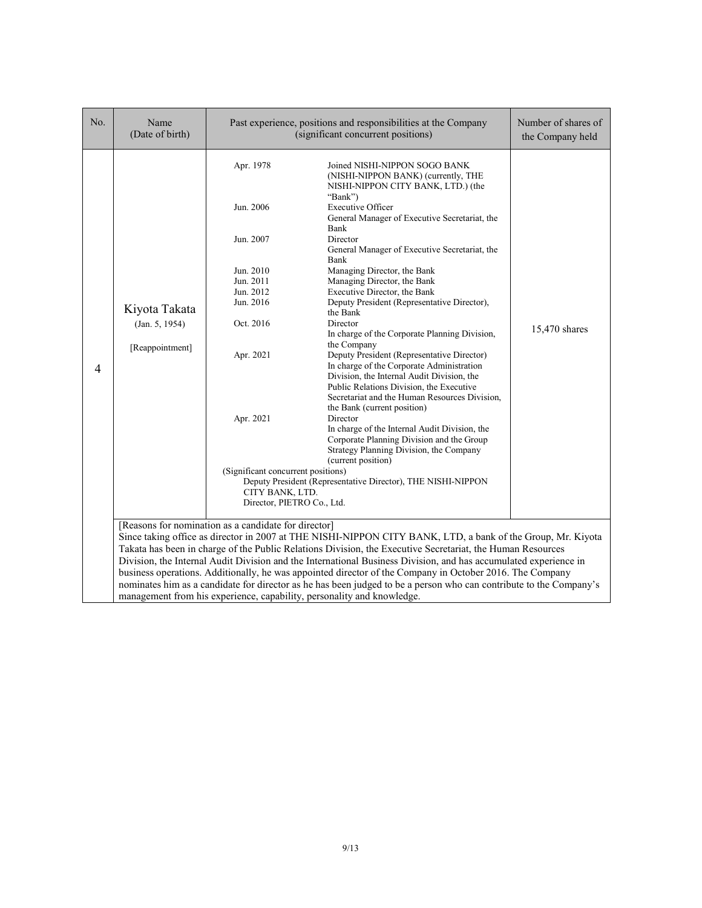| No. | Name (Date of birth) | Past experience, positions and responsibilities at the Company (significant concurrent positions) | Number of shares of the Company held |
|---|---|---|---|
| 4 | Kiyota Takata (Jan. 5, 1954) [Reappointment] | Apr. 1978 Joined NISHI-NIPPON SOGO BANK (NISHI-NIPPON BANK) (currently, THE NISHI-NIPPON CITY BANK, LTD.) (the "Bank")<br>Jun. 2006 Executive Officer<br>General Manager of Executive Secretariat, the Bank<br>Jun. 2007 Director<br>General Manager of Executive Secretariat, the Bank<br>Jun. 2010 Managing Director, the Bank<br>Jun. 2011 Managing Director, the Bank<br>Jun. 2012 Executive Director, the Bank<br>Jun. 2016 Deputy President (Representative Director), the Bank<br>Oct. 2016 Director<br>In charge of the Corporate Planning Division, the Company<br>Apr. 2021 Deputy President (Representative Director)<br>In charge of the Corporate Administration Division, the Internal Audit Division, the Public Relations Division, the Executive Secretariat and the Human Resources Division, the Bank (current position)<br>Apr. 2021 Director<br>In charge of the Internal Audit Division, the Corporate Planning Division and the Group Strategy Planning Division, the Company (current position)<br>(Significant concurrent positions)<br>Deputy President (Representative Director), THE NISHI-NIPPON CITY BANK, LTD.<br>Director, PIETRO Co., Ltd. | 15,470 shares |
| | [Reasons for nomination as a candidate for director]<br>Since taking office as director in 2007 at THE NISHI-NIPPON CITY BANK, LTD, a bank of the Group, Mr. Kiyota Takata has been in charge of the Public Relations Division, the Executive Secretariat, the Human Resources Division, the Internal Audit Division and the International Business Division, and has accumulated experience in business operations. Additionally, he was appointed director of the Company in October 2016. The Company nominates him as a candidate for director as he has been judged to be a person who can contribute to the Company's management from his experience, capability, personality and knowledge. | | |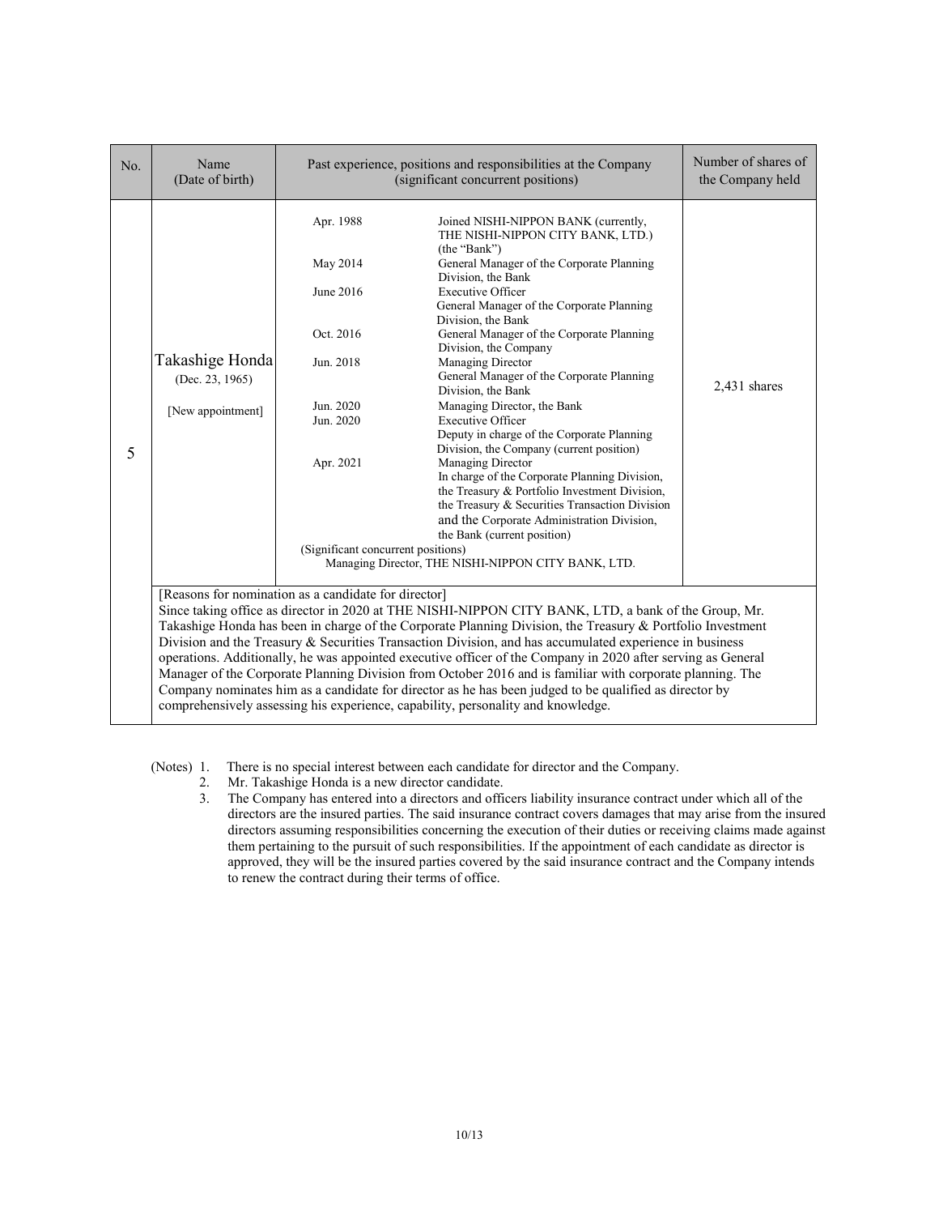| No. | Name (Date of birth) | Past experience, positions and responsibilities at the Company (significant concurrent positions) | Number of shares of the Company held |
|---|---|---|---|
| 5 | Takashige Honda (Dec. 23, 1965) [New appointment] | Apr. 1988 Joined NISHI-NIPPON BANK (currently, THE NISHI-NIPPON CITY BANK, LTD.) (the "Bank")<br>May 2014 General Manager of the Corporate Planning Division, the Bank<br>June 2016 Executive Officer General Manager of the Corporate Planning Division, the Bank<br>Oct. 2016 General Manager of the Corporate Planning Division, the Company<br>Jun. 2018 Managing Director General Manager of the Corporate Planning Division, the Bank<br>Jun. 2020 Managing Director, the Bank<br>Jun. 2020 Executive Officer Deputy in charge of the Corporate Planning Division, the Company (current position)<br>Apr. 2021 Managing Director In charge of the Corporate Planning Division, the Treasury & Portfolio Investment Division, the Treasury & Securities Transaction Division and the Corporate Administration Division, the Bank (current position)<br>(Significant concurrent positions)<br>Managing Director, THE NISHI-NIPPON CITY BANK, LTD. | 2,431 shares |
| | [Reasons for nomination as a candidate for director]<br>Since taking office as director in 2020 at THE NISHI-NIPPON CITY BANK, LTD, a bank of the Group, Mr. Takashige Honda has been in charge of the Corporate Planning Division, the Treasury & Portfolio Investment Division and the Treasury & Securities Transaction Division, and has accumulated experience in business operations. Additionally, he was appointed executive officer of the Company in 2020 after serving as General Manager of the Corporate Planning Division from October 2016 and is familiar with corporate planning. The Company nominates him as a candidate for director as he has been judged to be qualified as director by comprehensively assessing his experience, capability, personality and knowledge. | | |

(Notes)
1. There is no special interest between each candidate for director and the Company.
2. Mr. Takashige Honda is a new director candidate.
3. The Company has entered into a directors and officers liability insurance contract under which all of the directors are the insured parties. The said insurance contract covers damages that may arise from the insured directors assuming responsibilities concerning the execution of their duties or receiving claims made against them pertaining to the pursuit of such responsibilities. If the appointment of each candidate as director is approved, they will be the insured parties covered by the said insurance contract and the Company intends to renew the contract during their terms of office.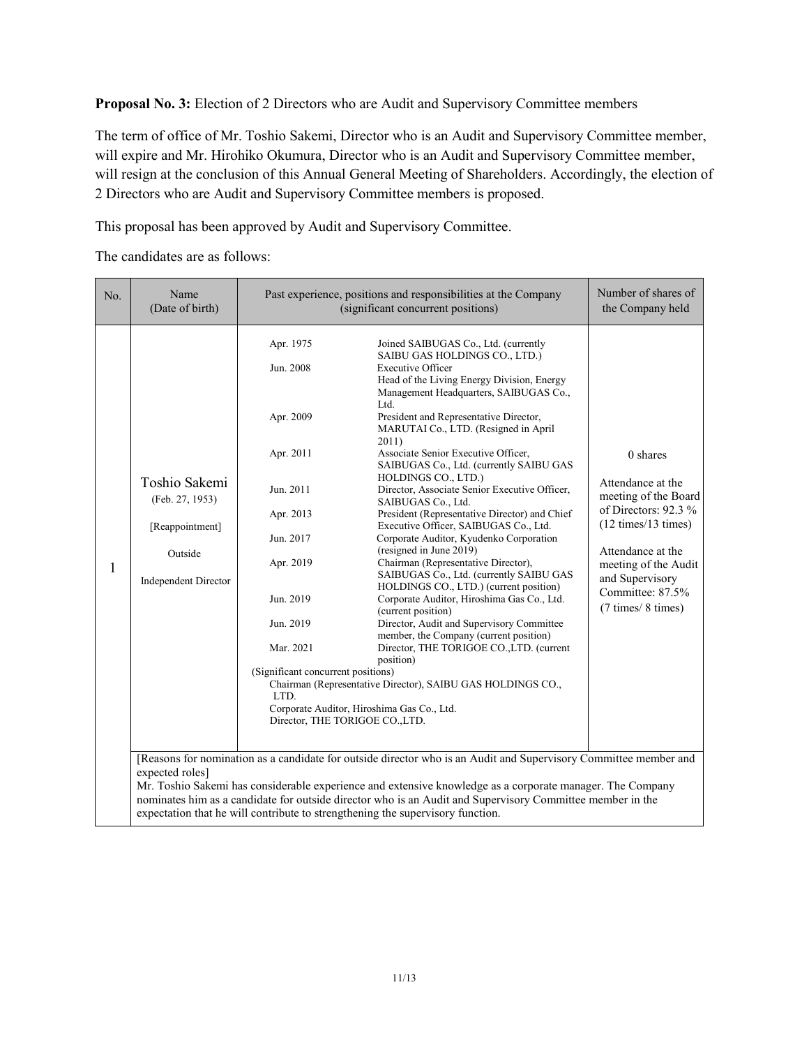**Proposal No. 3:** Election of 2 Directors who are Audit and Supervisory Committee members

The term of office of Mr. Toshio Sakemi, Director who is an Audit and Supervisory Committee member, will expire and Mr. Hirohiko Okumura, Director who is an Audit and Supervisory Committee member, will resign at the conclusion of this Annual General Meeting of Shareholders. Accordingly, the election of 2 Directors who are Audit and Supervisory Committee members is proposed.

This proposal has been approved by Audit and Supervisory Committee.

The candidates are as follows:

| No. | Name (Date of birth) | Past experience, positions and responsibilities at the Company (significant concurrent positions) | Number of shares of the Company held |
|---|---|---|---|
| 1 | Toshio Sakemi (Feb. 27, 1953) [Reappointment] Outside Independent Director | Apr. 1975: Joined SAIBUGAS Co., Ltd. (currently SAIBU GAS HOLDINGS CO., LTD.)<br>Jun. 2008: Executive Officer Head of the Living Energy Division, Energy Management Headquarters, SAIBUGAS Co., Ltd.<br>Apr. 2009: President and Representative Director, MARUTAI Co., LTD. (Resigned in April 2011)<br>Apr. 2011: Associate Senior Executive Officer, SAIBUGAS Co., Ltd. (currently SAIBU GAS HOLDINGS CO., LTD.)<br>Jun. 2011: Director, Associate Senior Executive Officer, SAIBUGAS Co., Ltd.<br>Apr. 2013: President (Representative Director) and Chief Executive Officer, SAIBUGAS Co., Ltd.<br>Jun. 2017: Corporate Auditor, Kyudenko Corporation (resigned in June 2019)<br>Apr. 2019: Chairman (Representative Director), SAIBUGAS Co., Ltd. (currently SAIBU GAS HOLDINGS CO., LTD.) (current position)<br>Jun. 2019: Corporate Auditor, Hiroshima Gas Co., Ltd. (current position)<br>Jun. 2019: Director, Audit and Supervisory Committee member, the Company (current position)<br>Mar. 2021: Director, THE TORIGOE CO.,LTD. (current position)<br>(Significant concurrent positions)<br>Chairman (Representative Director), SAIBU GAS HOLDINGS CO., LTD.<br>Corporate Auditor, Hiroshima Gas Co., Ltd.<br>Director, THE TORIGOE CO.,LTD. | 0 shares<br><br>Attendance at the meeting of the Board of Directors: 92.3 % (12 times/13 times)<br><br>Attendance at the meeting of the Audit and Supervisory Committee: 87.5% (7 times/ 8 times) |
| | [Reasons for nomination as a candidate for outside director who is an Audit and Supervisory Committee member and expected roles]<br>Mr. Toshio Sakemi has considerable experience and extensive knowledge as a corporate manager. The Company nominates him as a candidate for outside director who is an Audit and Supervisory Committee member in the expectation that he will contribute to strengthening the supervisory function. | | |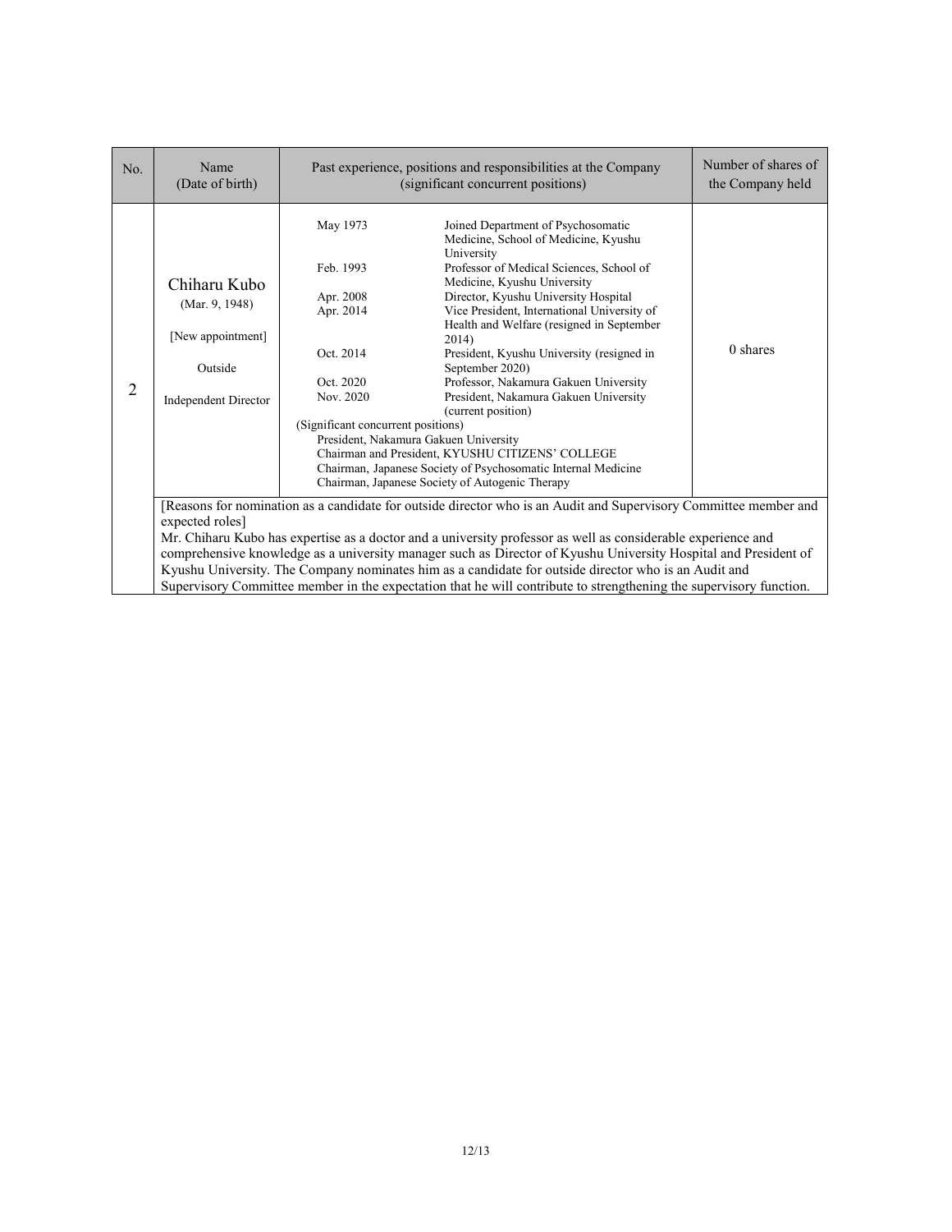| No. | Name (Date of birth) | Past experience, positions and responsibilities at the Company (significant concurrent positions) | Number of shares of the Company held |
|---|---|---|---|
| 2 | Chiharu Kubo (Mar. 9, 1948) [New appointment] Outside Independent Director | May 1973 Joined Department of Psychosomatic Medicine, School of Medicine, Kyushu University<br>Feb. 1993 Professor of Medical Sciences, School of Medicine, Kyushu University<br>Apr. 2008 Director, Kyushu University Hospital<br>Apr. 2014 Vice President, International University of Health and Welfare (resigned in September 2014)<br>Oct. 2014 President, Kyushu University (resigned in September 2020)<br>Oct. 2020 Professor, Nakamura Gakuen University<br>Nov. 2020 President, Nakamura Gakuen University (current position)<br>(Significant concurrent positions)<br>President, Nakamura Gakuen University<br>Chairman and President, KYUSHU CITIZENS' COLLEGE<br>Chairman, Japanese Society of Psychosomatic Internal Medicine<br>Chairman, Japanese Society of Autogenic Therapy | 0 shares |
| | [Reasons for nomination as a candidate for outside director who is an Audit and Supervisory Committee member and expected roles]<br>Mr. Chiharu Kubo has expertise as a doctor and a university professor as well as considerable experience and comprehensive knowledge as a university manager such as Director of Kyushu University Hospital and President of Kyushu University. The Company nominates him as a candidate for outside director who is an Audit and Supervisory Committee member in the expectation that he will contribute to strengthening the supervisory function. | | |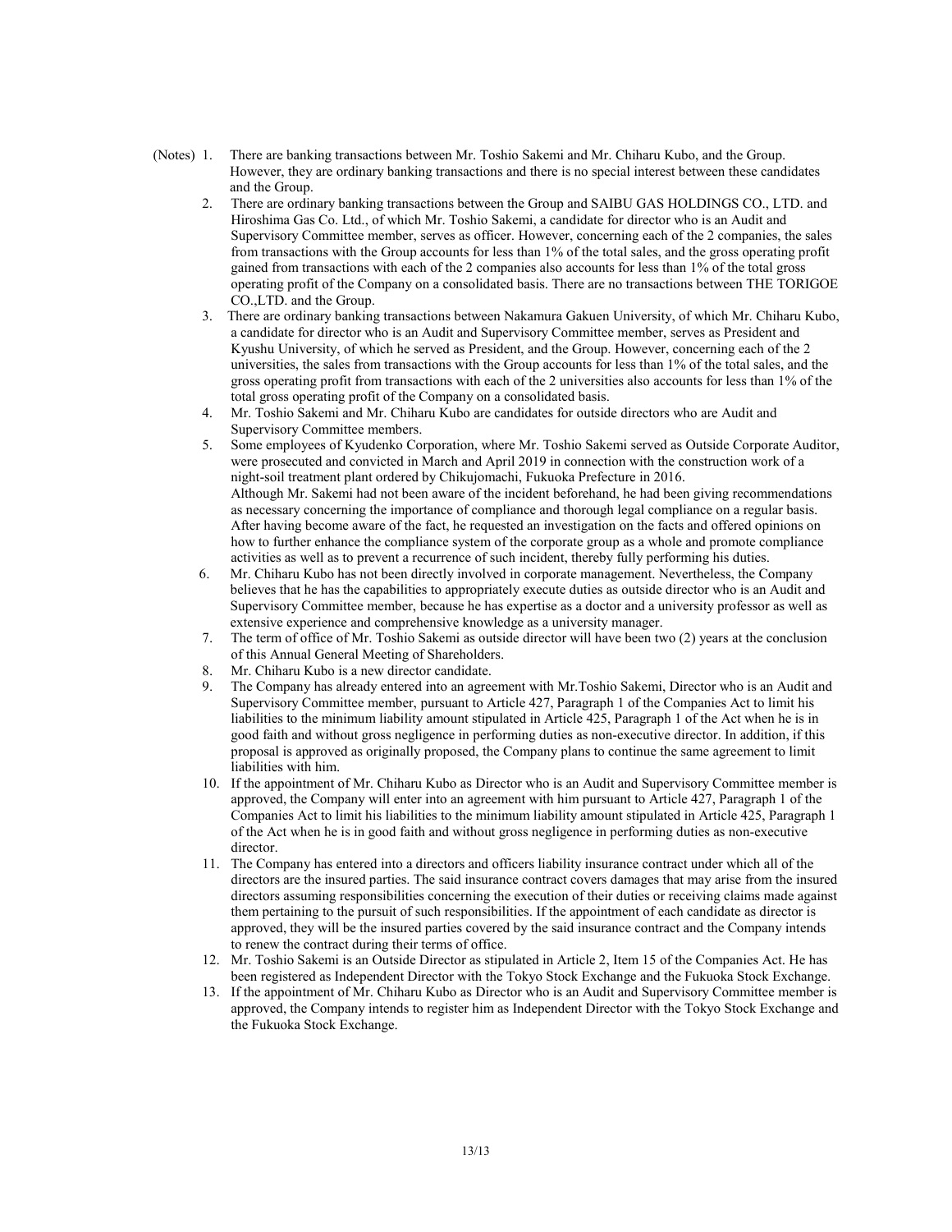(Notes)

1. There are banking transactions between Mr. Toshio Sakemi and Mr. Chiharu Kubo, and the Group. However, they are ordinary banking transactions and there is no special interest between these candidates and the Group.
2. There are ordinary banking transactions between the Group and SAIBU GAS HOLDINGS CO., LTD. and Hiroshima Gas Co. Ltd., of which Mr. Toshio Sakemi, a candidate for director who is an Audit and Supervisory Committee member, serves as officer. However, concerning each of the 2 companies, the sales from transactions with the Group accounts for less than 1% of the total sales, and the gross operating profit gained from transactions with each of the 2 companies also accounts for less than 1% of the total gross operating profit of the Company on a consolidated basis. There are no transactions between THE TORIGOE CO.,LTD. and the Group.
3. There are ordinary banking transactions between Nakamura Gakuen University, of which Mr. Chiharu Kubo, a candidate for director who is an Audit and Supervisory Committee member, serves as President and Kyushu University, of which he served as President, and the Group. However, concerning each of the 2 universities, the sales from transactions with the Group accounts for less than 1% of the total sales, and the gross operating profit from transactions with each of the 2 universities also accounts for less than 1% of the total gross operating profit of the Company on a consolidated basis.
4. Mr. Toshio Sakemi and Mr. Chiharu Kubo are candidates for outside directors who are Audit and Supervisory Committee members.
5. Some employees of Kyudenko Corporation, where Mr. Toshio Sakemi served as Outside Corporate Auditor, were prosecuted and convicted in March and April 2019 in connection with the construction work of a night-soil treatment plant ordered by Chikujomachi, Fukuoka Prefecture in 2016.
   Although Mr. Sakemi had not been aware of the incident beforehand, he had been giving recommendations as necessary concerning the importance of compliance and thorough legal compliance on a regular basis. After having become aware of the fact, he requested an investigation on the facts and offered opinions on how to further enhance the compliance system of the corporate group as a whole and promote compliance activities as well as to prevent a recurrence of such incident, thereby fully performing his duties.
6. Mr. Chiharu Kubo has not been directly involved in corporate management. Nevertheless, the Company believes that he has the capabilities to appropriately execute duties as outside director who is an Audit and Supervisory Committee member, because he has expertise as a doctor and a university professor as well as extensive experience and comprehensive knowledge as a university manager.
7. The term of office of Mr. Toshio Sakemi as outside director will have been two (2) years at the conclusion of this Annual General Meeting of Shareholders.
8. Mr. Chiharu Kubo is a new director candidate.
9. The Company has already entered into an agreement with Mr.Toshio Sakemi, Director who is an Audit and Supervisory Committee member, pursuant to Article 427, Paragraph 1 of the Companies Act to limit his liabilities to the minimum liability amount stipulated in Article 425, Paragraph 1 of the Act when he is in good faith and without gross negligence in performing duties as non-executive director. In addition, if this proposal is approved as originally proposed, the Company plans to continue the same agreement to limit liabilities with him.
10. If the appointment of Mr. Chiharu Kubo as Director who is an Audit and Supervisory Committee member is approved, the Company will enter into an agreement with him pursuant to Article 427, Paragraph 1 of the Companies Act to limit his liabilities to the minimum liability amount stipulated in Article 425, Paragraph 1 of the Act when he is in good faith and without gross negligence in performing duties as non-executive director.
11. The Company has entered into a directors and officers liability insurance contract under which all of the directors are the insured parties. The said insurance contract covers damages that may arise from the insured directors assuming responsibilities concerning the execution of their duties or receiving claims made against them pertaining to the pursuit of such responsibilities. If the appointment of each candidate as director is approved, they will be the insured parties covered by the said insurance contract and the Company intends to renew the contract during their terms of office.
12. Mr. Toshio Sakemi is an Outside Director as stipulated in Article 2, Item 15 of the Companies Act. He has been registered as Independent Director with the Tokyo Stock Exchange and the Fukuoka Stock Exchange.
13. If the appointment of Mr. Chiharu Kubo as Director who is an Audit and Supervisory Committee member is approved, the Company intends to register him as Independent Director with the Tokyo Stock Exchange and the Fukuoka Stock Exchange.